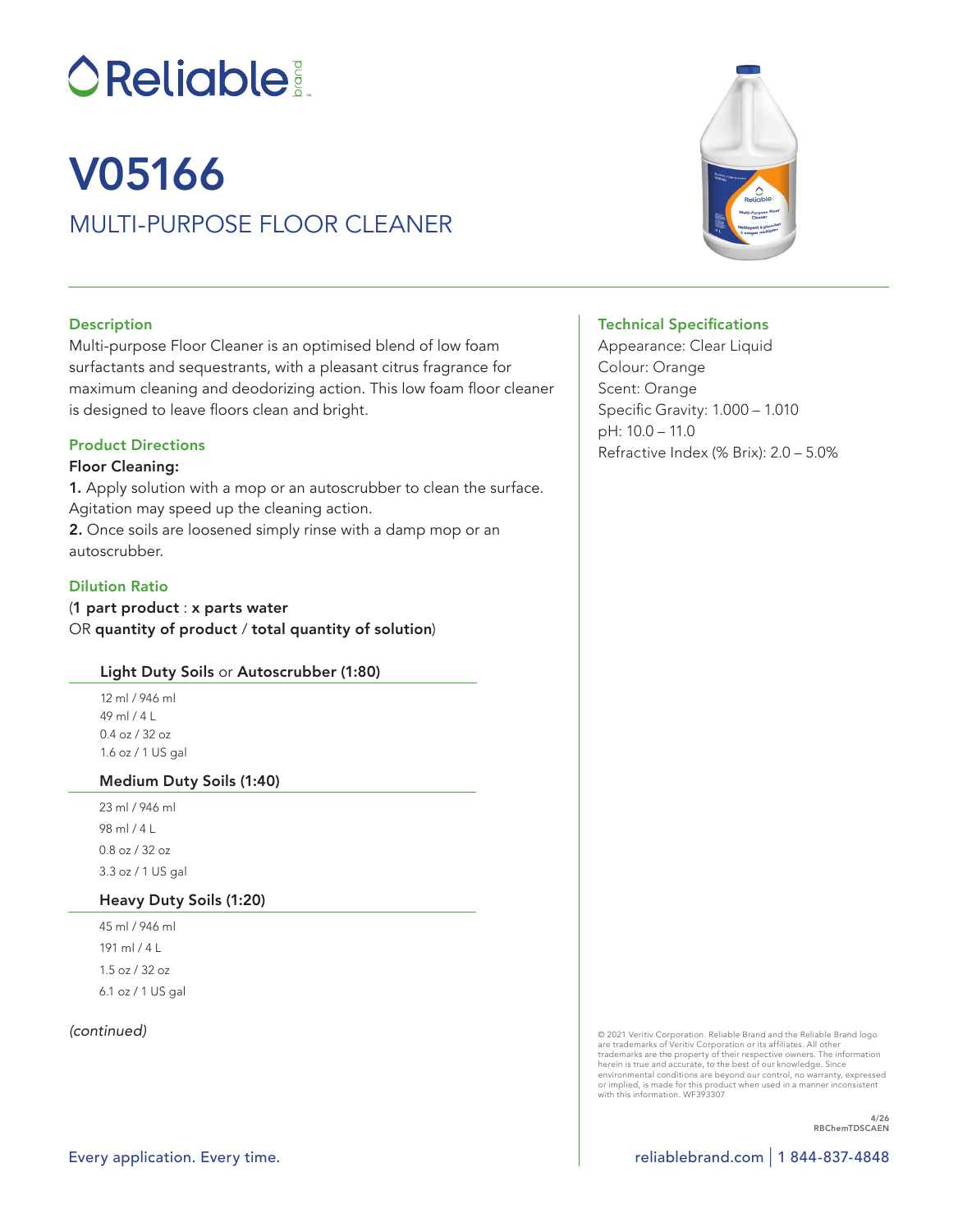# Reliable brand

# V05166

## MULTI-PURPOSE FLOOR CLEANER

### Description

Multi-purpose Floor Cleaner is an optimised blend of low foam surfactants and sequestrants, with a pleasant citrus fragrance for maximum cleaning and deodorizing action. This low foam floor cleaner is designed to leave floors clean and bright.

### Product Directions

**Floor Cleaning:**

**1.** Apply solution with a mop or an autoscrubber to clean the surface. Agitation may speed up the cleaning action.

**2.** Once soils are loosened simply rinse with a damp mop or an autoscrubber.

### Dilution Ratio

(**1 part product** : **x parts water**
OR **quantity of product** / **total quantity of solution**)

**Light Duty Soils** or **Autoscrubber (1:80)**

12 ml / 946 ml
49 ml / 4 L
0.4 oz / 32 oz
1.6 oz / 1 US gal

**Medium Duty Soils (1:40)**

23 ml / 946 ml
98 ml / 4 L
0.8 oz / 32 oz
3.3 oz / 1 US gal

**Heavy Duty Soils (1:20)**

45 ml / 946 ml
191 ml / 4 L
1.5 oz / 32 oz
6.1 oz / 1 US gal

*(continued)*

### Technical Specifications

Appearance: Clear Liquid
Colour: Orange
Scent: Orange
Specific Gravity: 1.000 – 1.010
pH: 10.0 – 11.0
Refractive Index (% Brix): 2.0 – 5.0%

© 2021 Veritiv Corporation. Reliable Brand and the Reliable Brand logo are trademarks of Veritiv Corporation or its affiliates. All other trademarks are the property of their respective owners. The information herein is true and accurate, to the best of our knowledge. Since environmental conditions are beyond our control, no warranty, expressed or implied, is made for this product when used in a manner inconsistent with this information. WF393307

4/26
RBChemTDSCAEN

Every application. Every time.

reliablebrand.com | 1 844-837-4848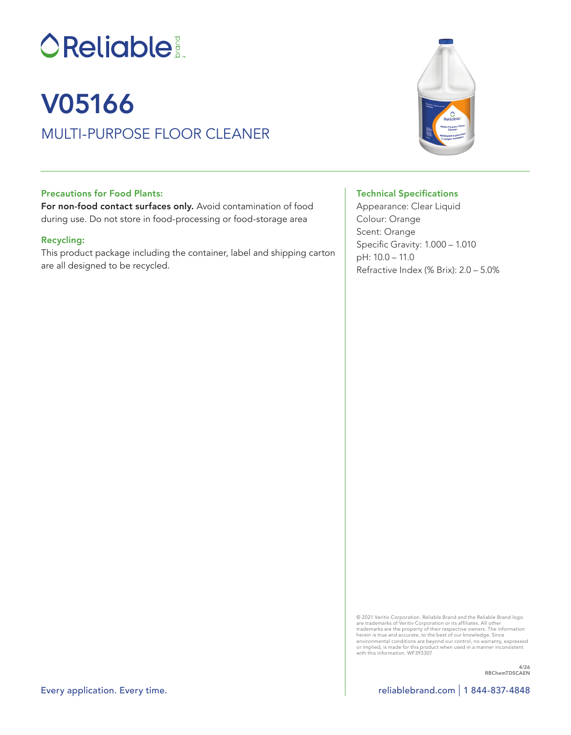# Reliable brand

# V05166

## MULTI-PURPOSE FLOOR CLEANER

### Precautions for Food Plants:

**For non-food contact surfaces only.** Avoid contamination of food during use. Do not store in food-processing or food-storage area

### Recycling:

This product package including the container, label and shipping carton are all designed to be recycled.

### Technical Specifications

Appearance: Clear Liquid
Colour: Orange
Scent: Orange
Specific Gravity: 1.000 – 1.010
pH: 10.0 – 11.0
Refractive Index (% Brix): 2.0 – 5.0%

© 2021 Veritiv Corporation. Reliable Brand and the Reliable Brand logo are trademarks of Veritiv Corporation or its affiliates. All other trademarks are the property of their respective owners. The information herein is true and accurate, to the best of our knowledge. Since environmental conditions are beyond our control, no warranty, expressed or implied, is made for this product when used in a manner inconsistent with this information. WF393307

4/26
RBChemTDSCAEN

Every application. Every time.

reliablebrand.com | 1 844-837-4848